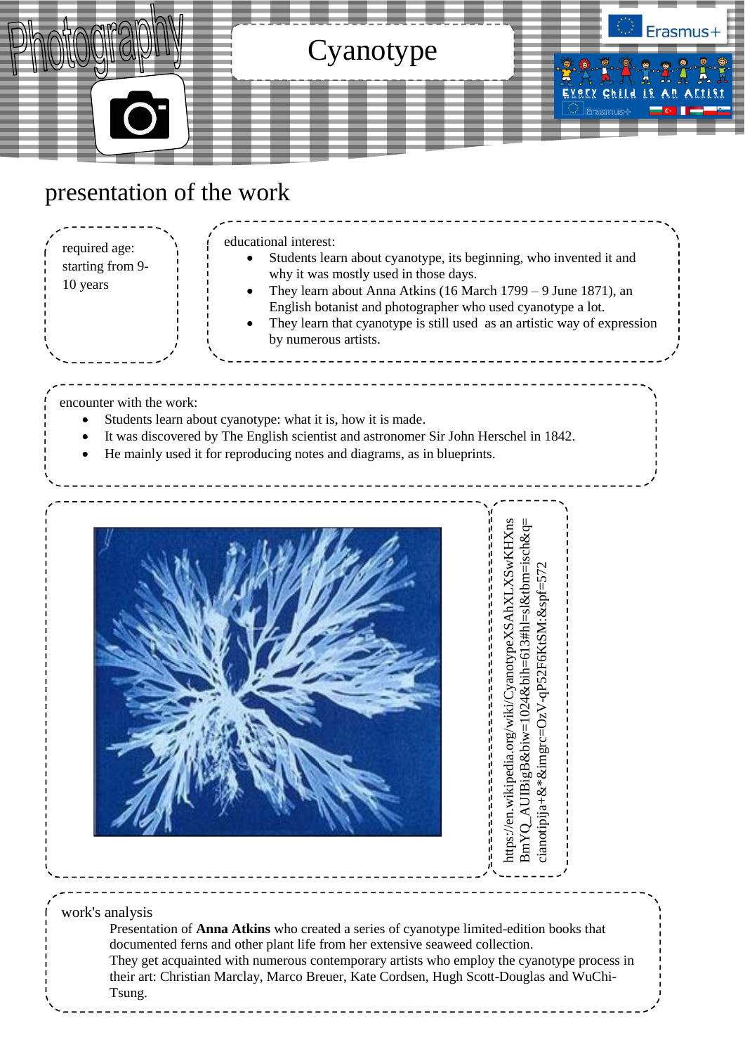# Photography

# Cyanotype

Erasmus+

Every Child is An Artist

## presentation of the work

required age: starting from 9-10 years

educational interest:

- Students learn about cyanotype, its beginning, who invented it and why it was mostly used in those days.
- They learn about Anna Atkins (16 March 1799 – 9 June 1871), an English botanist and photographer who used cyanotype a lot.
- They learn that cyanotype is still used as an artistic way of expression by numerous artists.

encounter with the work:

- Students learn about cyanotype: what it is, how it is made.
- It was discovered by The English scientist and astronomer Sir John Herschel in 1842.
- He mainly used it for reproducing notes and diagrams, as in blueprints.

https://en.wikipedia.org/wiki/CyanotypeXSAhXLXSwKHXnsBmYQ_AUIBigB&biw=1024&bih=613#hl=sl&tbm=isch&q=cianotipija+&*&imgrc=OzV-qP52F6KtSM:&spf=572

work's analysis

Presentation of **Anna Atkins** who created a series of cyanotype limited-edition books that documented ferns and other plant life from her extensive seaweed collection.
They get acquainted with numerous contemporary artists who employ the cyanotype process in their art: Christian Marclay, Marco Breuer, Kate Cordsen, Hugh Scott-Douglas and WuChi-Tsung.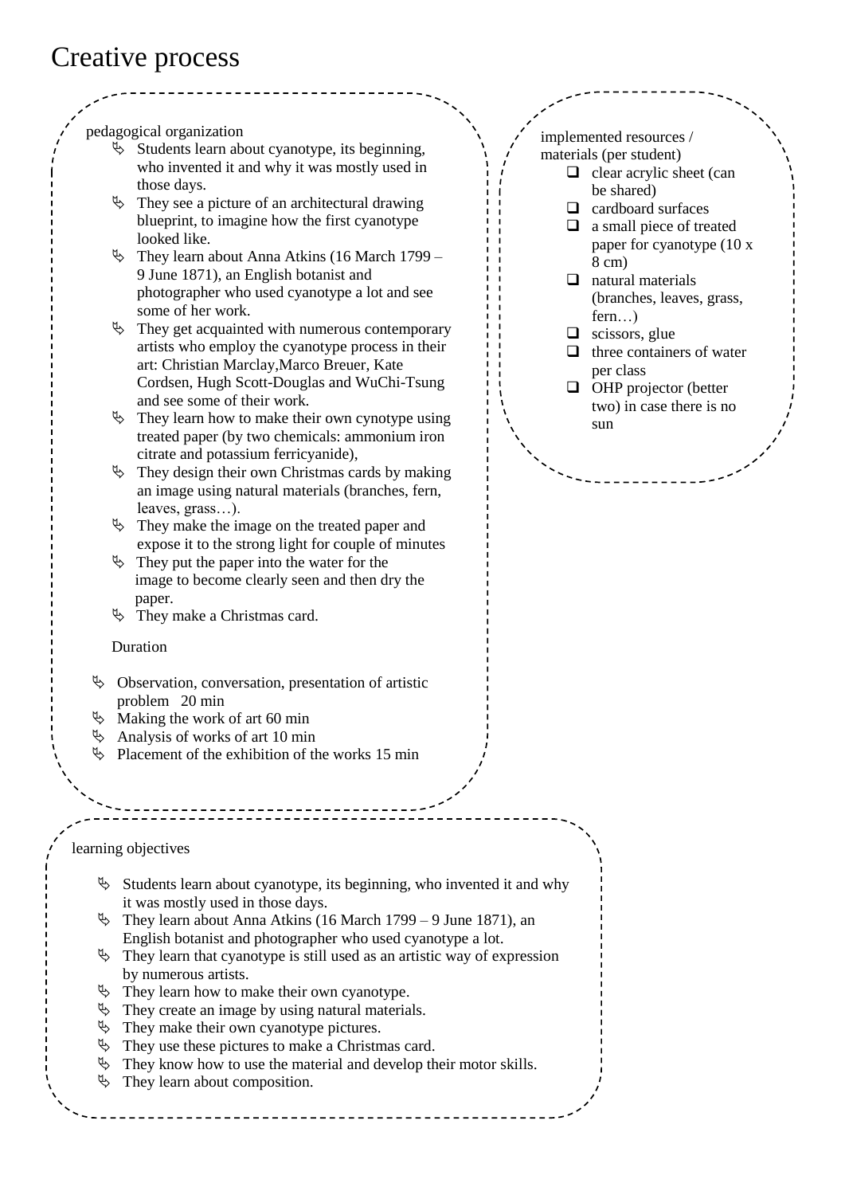# Creative process

pedagogical organization

- Students learn about cyanotype, its beginning, who invented it and why it was mostly used in those days.
- They see a picture of an architectural drawing blueprint, to imagine how the first cyanotype looked like.
- They learn about Anna Atkins (16 March 1799 – 9 June 1871), an English botanist and photographer who used cyanotype a lot and see some of her work.
- They get acquainted with numerous contemporary artists who employ the cyanotype process in their art: Christian Marclay,Marco Breuer, Kate Cordsen, Hugh Scott-Douglas and WuChi-Tsung and see some of their work.
- They learn how to make their own cynotype using treated paper (by two chemicals: ammonium iron citrate and potassium ferricyanide),
- They design their own Christmas cards by making an image using natural materials (branches, fern, leaves, grass…).
- They make the image on the treated paper and expose it to the strong light for couple of minutes
- They put the paper into the water for the image to become clearly seen and then dry the paper.
- They make a Christmas card.

Duration

- Observation, conversation, presentation of artistic problem 20 min
- Making the work of art 60 min
- Analysis of works of art 10 min
- Placement of the exhibition of the works 15 min

implemented resources / materials (per student)

- clear acrylic sheet (can be shared)
- cardboard surfaces
- a small piece of treated paper for cyanotype (10 x 8 cm)
- natural materials (branches, leaves, grass, fern…)
- scissors, glue
- three containers of water per class
- OHP projector (better two) in case there is no sun

learning objectives

- Students learn about cyanotype, its beginning, who invented it and why it was mostly used in those days.
- They learn about Anna Atkins (16 March 1799 – 9 June 1871), an English botanist and photographer who used cyanotype a lot.
- They learn that cyanotype is still used as an artistic way of expression by numerous artists.
- They learn how to make their own cyanotype.
- They create an image by using natural materials.
- They make their own cyanotype pictures.
- They use these pictures to make a Christmas card.
- They know how to use the material and develop their motor skills.
- They learn about composition.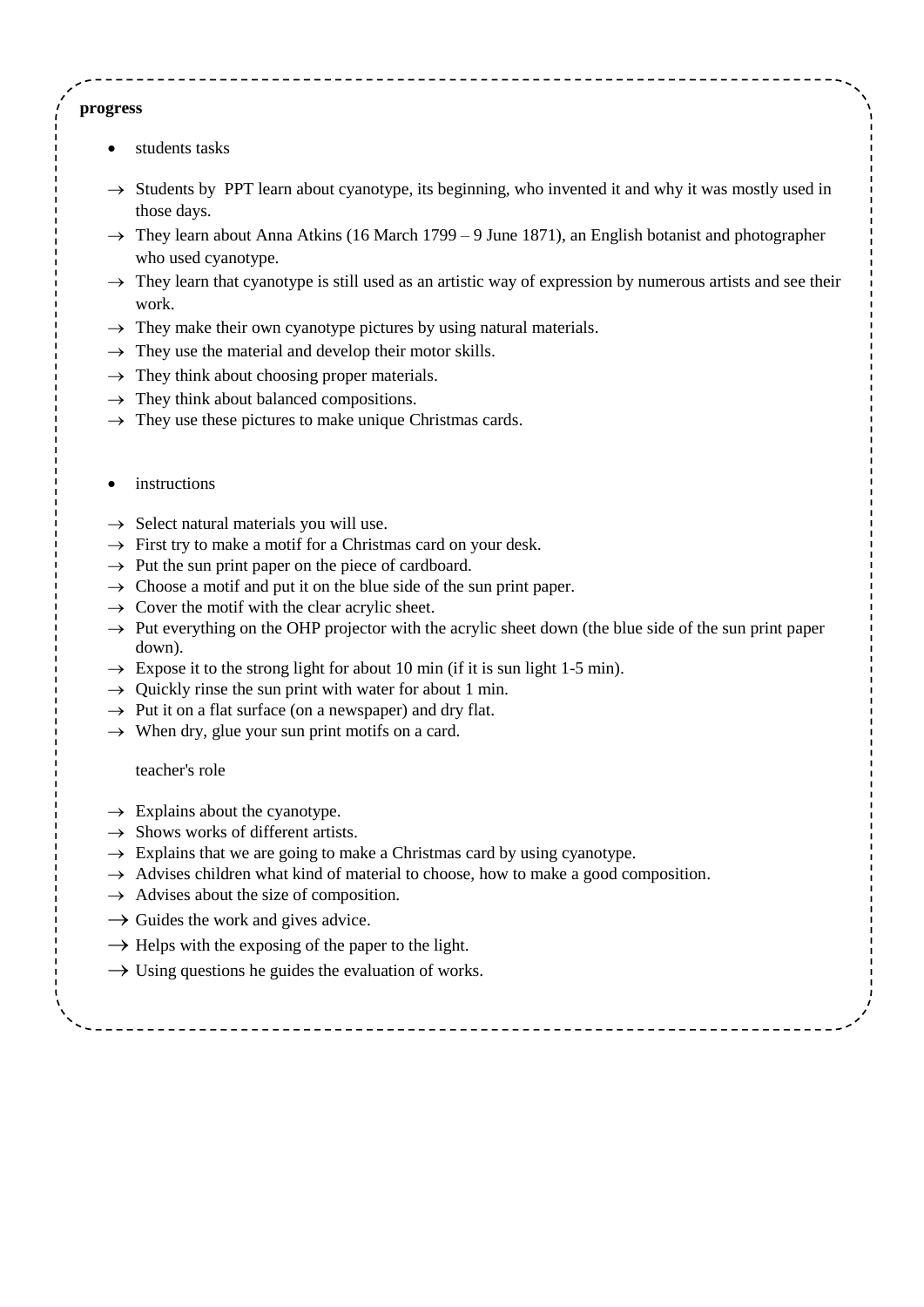**progress**

- students tasks

→ Students by PPT learn about cyanotype, its beginning, who invented it and why it was mostly used in those days.
→ They learn about Anna Atkins (16 March 1799 – 9 June 1871), an English botanist and photographer who used cyanotype.
→ They learn that cyanotype is still used as an artistic way of expression by numerous artists and see their work.
→ They make their own cyanotype pictures by using natural materials.
→ They use the material and develop their motor skills.
→ They think about choosing proper materials.
→ They think about balanced compositions.
→ They use these pictures to make unique Christmas cards.

- instructions

→ Select natural materials you will use.
→ First try to make a motif for a Christmas card on your desk.
→ Put the sun print paper on the piece of cardboard.
→ Choose a motif and put it on the blue side of the sun print paper.
→ Cover the motif with the clear acrylic sheet.
→ Put everything on the OHP projector with the acrylic sheet down (the blue side of the sun print paper down).
→ Expose it to the strong light for about 10 min (if it is sun light 1-5 min).
→ Quickly rinse the sun print with water for about 1 min.
→ Put it on a flat surface (on a newspaper) and dry flat.
→ When dry, glue your sun print motifs on a card.

teacher's role

→ Explains about the cyanotype.
→ Shows works of different artists.
→ Explains that we are going to make a Christmas card by using cyanotype.
→ Advises children what kind of material to choose, how to make a good composition.
→ Advises about the size of composition.
→ Guides the work and gives advice.
→ Helps with the exposing of the paper to the light.
→ Using questions he guides the evaluation of works.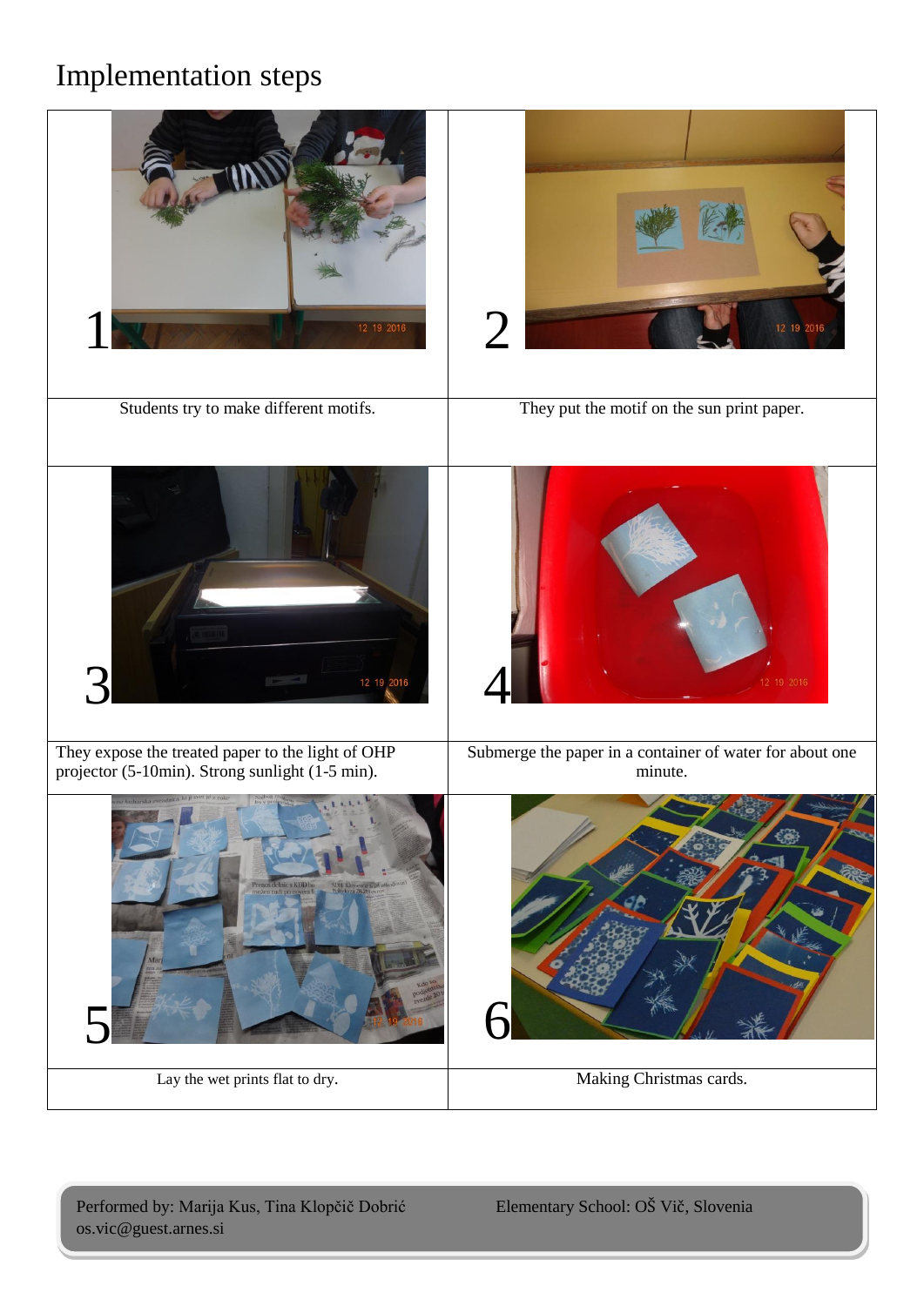# Implementation steps

| | |
|---|---|
| 1 | 2 |
| Students try to make different motifs. | They put the motif on the sun print paper. |
| 3 | 4 |
| They expose the treated paper to the light of OHP projector (5-10min). Strong sunlight (1-5 min). | Submerge the paper in a container of water for about one minute. |
| 5 | 6 |
| Lay the wet prints flat to dry. | Making Christmas cards. |

Performed by: Marija Kus, Tina Klopčič Dobrić
os.vic@guest.arnes.si

Elementary School: OŠ Vič, Slovenia